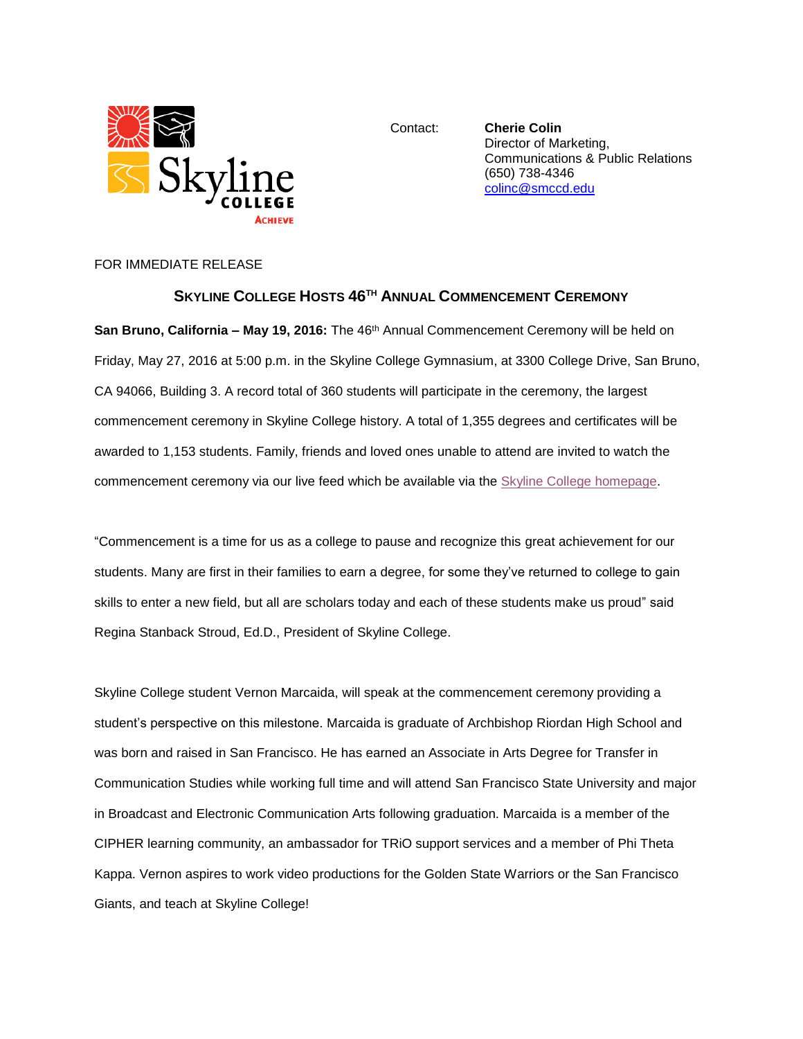Skyline College
ACHIEVE

Contact: **Cherie Colin**
Director of Marketing,
Communications & Public Relations
(650) 738-4346
colinc@smccd.edu

FOR IMMEDIATE RELEASE

## SKYLINE COLLEGE HOSTS 46TH ANNUAL COMMENCEMENT CEREMONY

**San Bruno, California – May 19, 2016:** The 46th Annual Commencement Ceremony will be held on Friday, May 27, 2016 at 5:00 p.m. in the Skyline College Gymnasium, at 3300 College Drive, San Bruno, CA 94066, Building 3. A record total of 360 students will participate in the ceremony, the largest commencement ceremony in Skyline College history. A total of 1,355 degrees and certificates will be awarded to 1,153 students. Family, friends and loved ones unable to attend are invited to watch the commencement ceremony via our live feed which be available via the Skyline College homepage.

"Commencement is a time for us as a college to pause and recognize this great achievement for our students. Many are first in their families to earn a degree, for some they've returned to college to gain skills to enter a new field, but all are scholars today and each of these students make us proud" said Regina Stanback Stroud, Ed.D., President of Skyline College.

Skyline College student Vernon Marcaida, will speak at the commencement ceremony providing a student's perspective on this milestone. Marcaida is graduate of Archbishop Riordan High School and was born and raised in San Francisco. He has earned an Associate in Arts Degree for Transfer in Communication Studies while working full time and will attend San Francisco State University and major in Broadcast and Electronic Communication Arts following graduation. Marcaida is a member of the CIPHER learning community, an ambassador for TRiO support services and a member of Phi Theta Kappa. Vernon aspires to work video productions for the Golden State Warriors or the San Francisco Giants, and teach at Skyline College!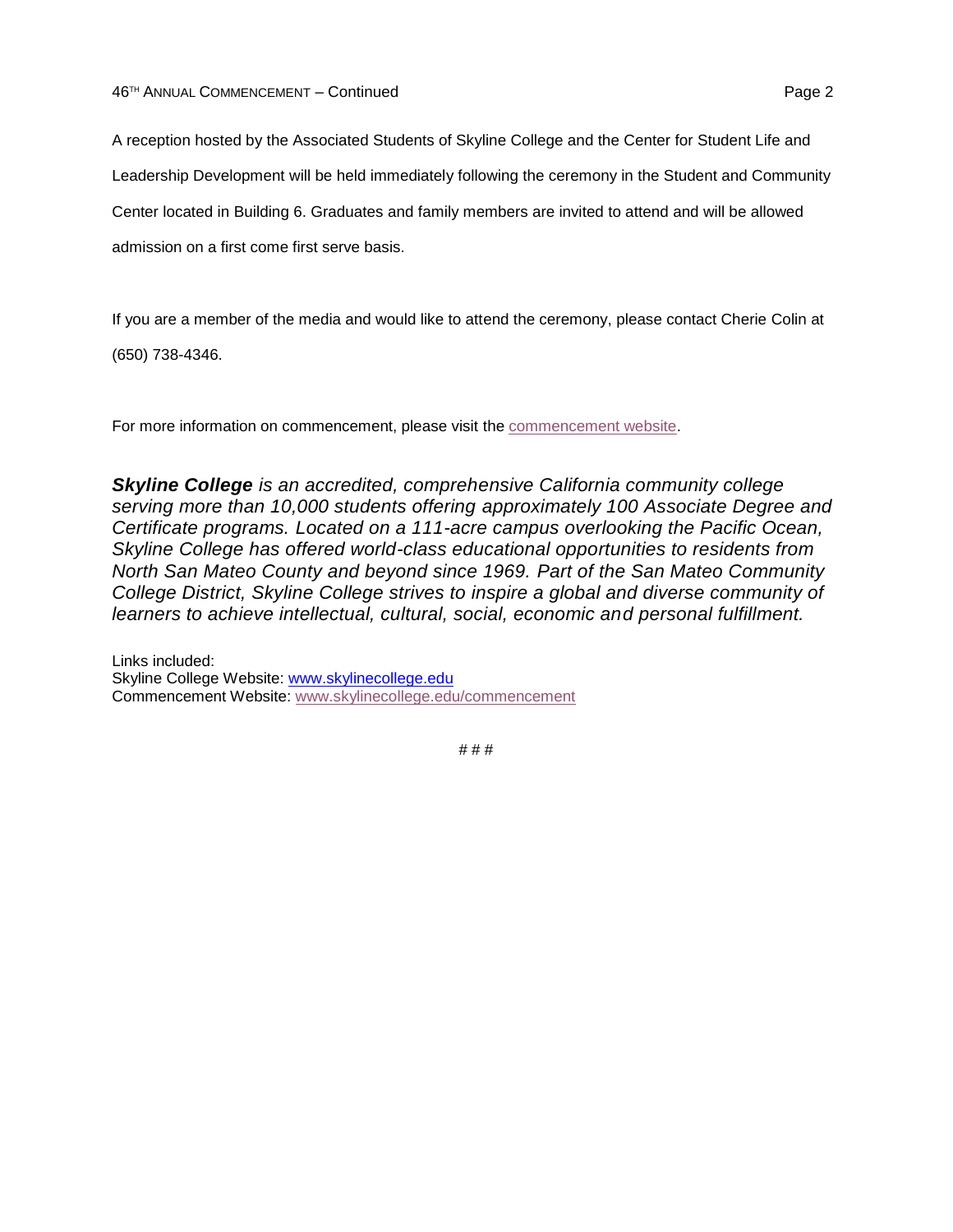A reception hosted by the Associated Students of Skyline College and the Center for Student Life and Leadership Development will be held immediately following the ceremony in the Student and Community Center located in Building 6. Graduates and family members are invited to attend and will be allowed admission on a first come first serve basis.

If you are a member of the media and would like to attend the ceremony, please contact Cherie Colin at (650) 738-4346.

For more information on commencement, please visit the commencement website.

***Skyline College*** *is an accredited, comprehensive California community college serving more than 10,000 students offering approximately 100 Associate Degree and Certificate programs. Located on a 111-acre campus overlooking the Pacific Ocean, Skyline College has offered world-class educational opportunities to residents from North San Mateo County and beyond since 1969. Part of the San Mateo Community College District, Skyline College strives to inspire a global and diverse community of learners to achieve intellectual, cultural, social, economic and personal fulfillment.*

Links included:
Skyline College Website: www.skylinecollege.edu
Commencement Website: www.skylinecollege.edu/commencement

# # #